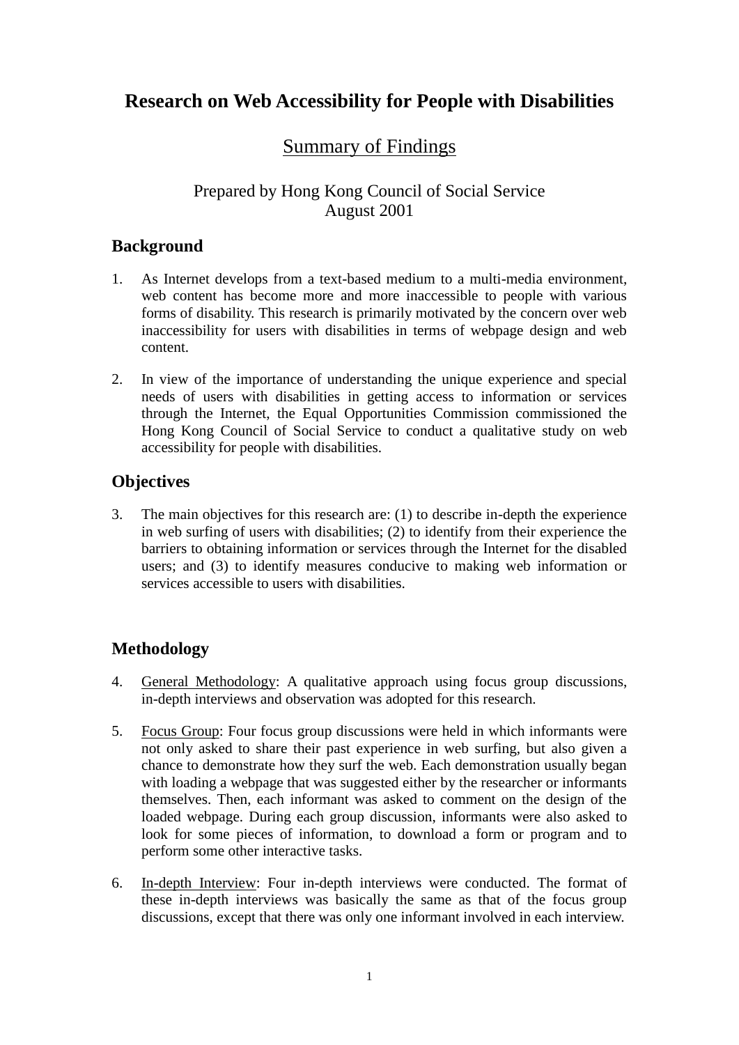# Research on Web Accessibility for People with Disabilities

## Summary of Findings

Prepared by Hong Kong Council of Social Service
August 2001

## Background

1. As Internet develops from a text-based medium to a multi-media environment, web content has become more and more inaccessible to people with various forms of disability. This research is primarily motivated by the concern over web inaccessibility for users with disabilities in terms of webpage design and web content.

2. In view of the importance of understanding the unique experience and special needs of users with disabilities in getting access to information or services through the Internet, the Equal Opportunities Commission commissioned the Hong Kong Council of Social Service to conduct a qualitative study on web accessibility for people with disabilities.

## Objectives

3. The main objectives for this research are: (1) to describe in-depth the experience in web surfing of users with disabilities; (2) to identify from their experience the barriers to obtaining information or services through the Internet for the disabled users; and (3) to identify measures conducive to making web information or services accessible to users with disabilities.

## Methodology

4. General Methodology: A qualitative approach using focus group discussions, in-depth interviews and observation was adopted for this research.

5. Focus Group: Four focus group discussions were held in which informants were not only asked to share their past experience in web surfing, but also given a chance to demonstrate how they surf the web. Each demonstration usually began with loading a webpage that was suggested either by the researcher or informants themselves. Then, each informant was asked to comment on the design of the loaded webpage. During each group discussion, informants were also asked to look for some pieces of information, to download a form or program and to perform some other interactive tasks.

6. In-depth Interview: Four in-depth interviews were conducted. The format of these in-depth interviews was basically the same as that of the focus group discussions, except that there was only one informant involved in each interview.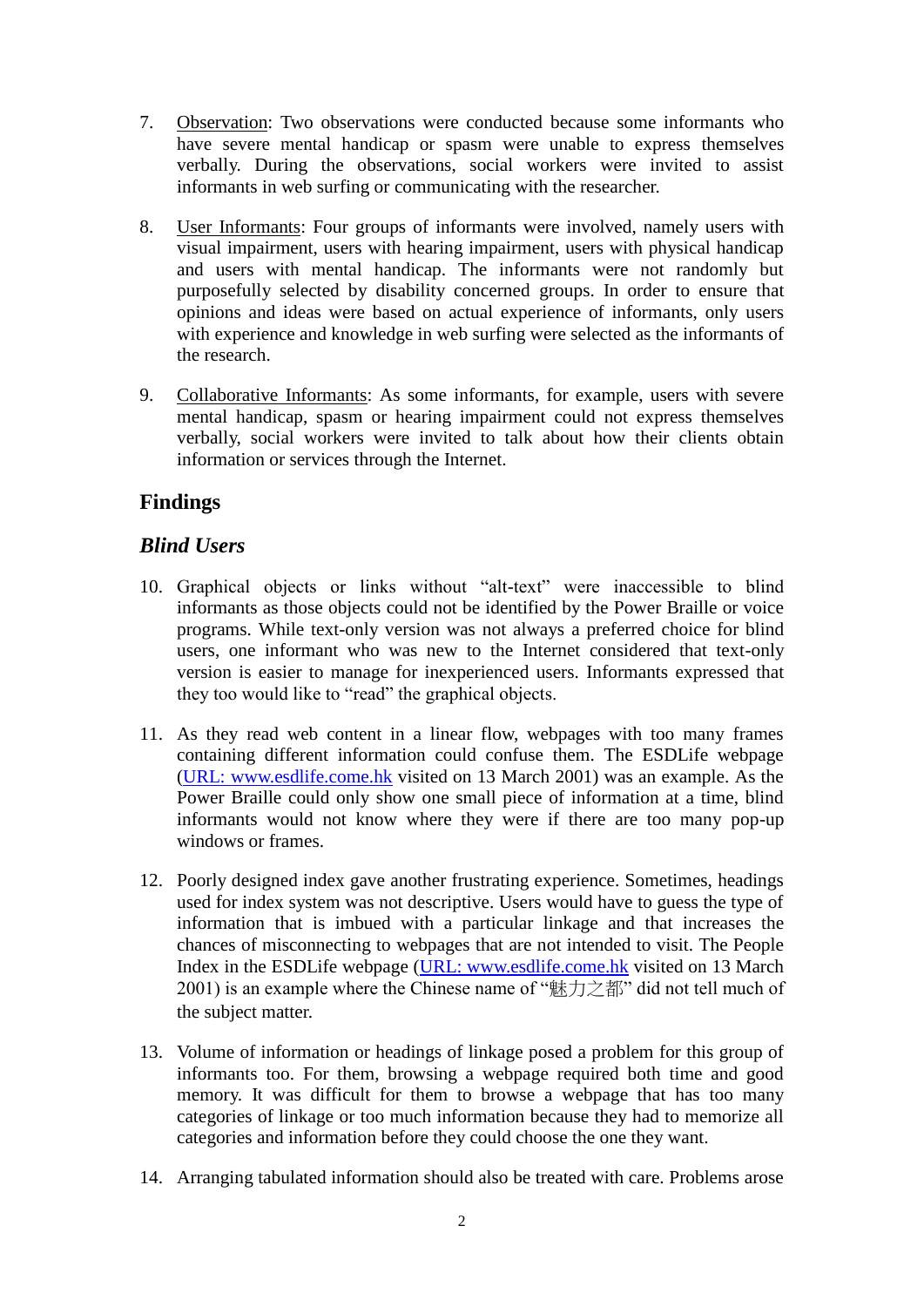7. Observation: Two observations were conducted because some informants who have severe mental handicap or spasm were unable to express themselves verbally. During the observations, social workers were invited to assist informants in web surfing or communicating with the researcher.

8. User Informants: Four groups of informants were involved, namely users with visual impairment, users with hearing impairment, users with physical handicap and users with mental handicap. The informants were not randomly but purposefully selected by disability concerned groups. In order to ensure that opinions and ideas were based on actual experience of informants, only users with experience and knowledge in web surfing were selected as the informants of the research.

9. Collaborative Informants: As some informants, for example, users with severe mental handicap, spasm or hearing impairment could not express themselves verbally, social workers were invited to talk about how their clients obtain information or services through the Internet.

## Findings

### *Blind Users*

10. Graphical objects or links without "alt-text" were inaccessible to blind informants as those objects could not be identified by the Power Braille or voice programs. While text-only version was not always a preferred choice for blind users, one informant who was new to the Internet considered that text-only version is easier to manage for inexperienced users. Informants expressed that they too would like to "read" the graphical objects.

11. As they read web content in a linear flow, webpages with too many frames containing different information could confuse them. The ESDLife webpage (URL: www.esdlife.come.hk visited on 13 March 2001) was an example. As the Power Braille could only show one small piece of information at a time, blind informants would not know where they were if there are too many pop-up windows or frames.

12. Poorly designed index gave another frustrating experience. Sometimes, headings used for index system was not descriptive. Users would have to guess the type of information that is imbued with a particular linkage and that increases the chances of misconnecting to webpages that are not intended to visit. The People Index in the ESDLife webpage (URL: www.esdlife.come.hk visited on 13 March 2001) is an example where the Chinese name of "魅力之都" did not tell much of the subject matter.

13. Volume of information or headings of linkage posed a problem for this group of informants too. For them, browsing a webpage required both time and good memory. It was difficult for them to browse a webpage that has too many categories of linkage or too much information because they had to memorize all categories and information before they could choose the one they want.

14. Arranging tabulated information should also be treated with care. Problems arose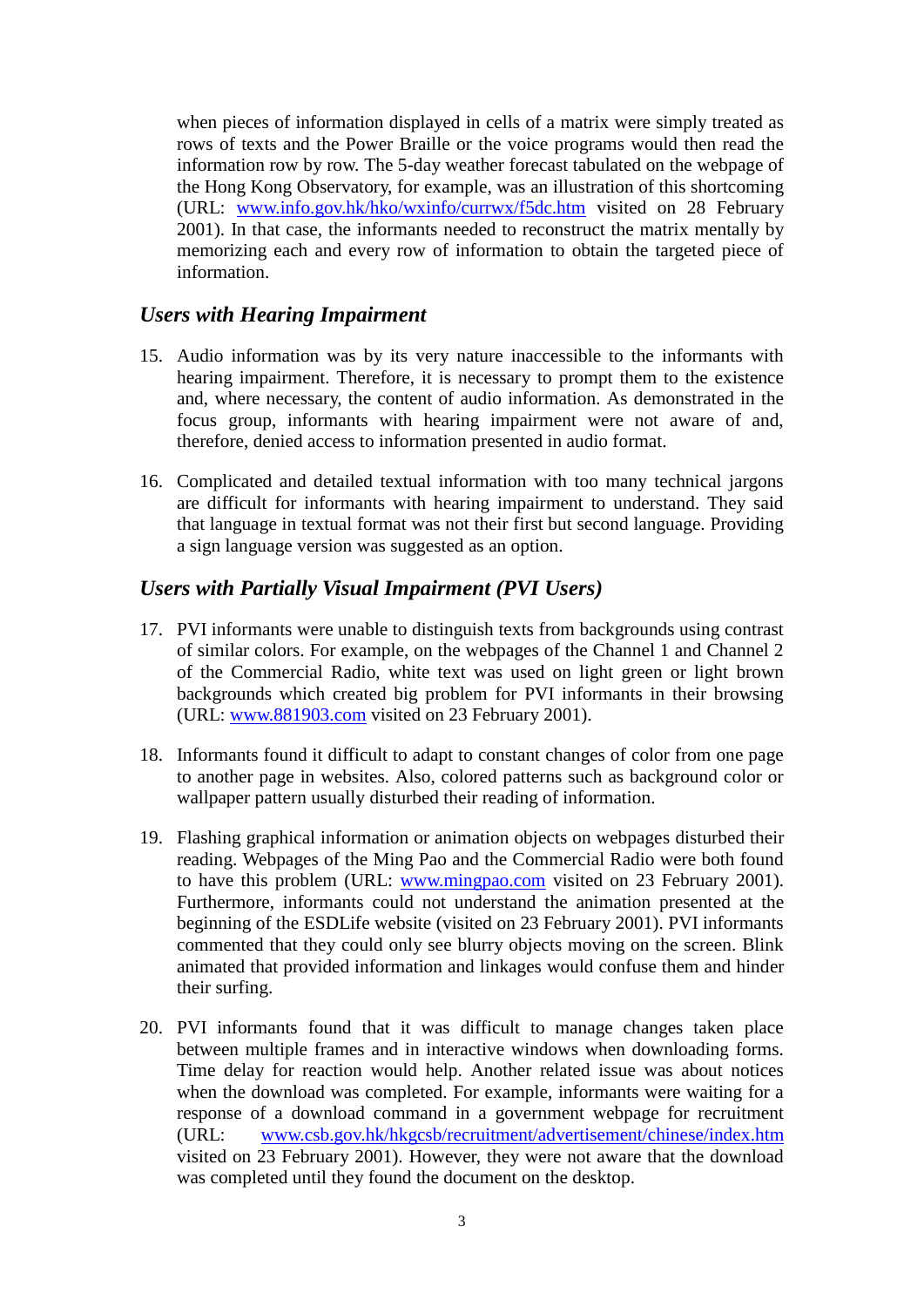when pieces of information displayed in cells of a matrix were simply treated as rows of texts and the Power Braille or the voice programs would then read the information row by row. The 5-day weather forecast tabulated on the webpage of the Hong Kong Observatory, for example, was an illustration of this shortcoming (URL: www.info.gov.hk/hko/wxinfo/currwx/f5dc.htm visited on 28 February 2001). In that case, the informants needed to reconstruct the matrix mentally by memorizing each and every row of information to obtain the targeted piece of information.

### *Users with Hearing Impairment*

15. Audio information was by its very nature inaccessible to the informants with hearing impairment. Therefore, it is necessary to prompt them to the existence and, where necessary, the content of audio information. As demonstrated in the focus group, informants with hearing impairment were not aware of and, therefore, denied access to information presented in audio format.

16. Complicated and detailed textual information with too many technical jargons are difficult for informants with hearing impairment to understand. They said that language in textual format was not their first but second language. Providing a sign language version was suggested as an option.

### *Users with Partially Visual Impairment (PVI Users)*

17. PVI informants were unable to distinguish texts from backgrounds using contrast of similar colors. For example, on the webpages of the Channel 1 and Channel 2 of the Commercial Radio, white text was used on light green or light brown backgrounds which created big problem for PVI informants in their browsing (URL: www.881903.com visited on 23 February 2001).

18. Informants found it difficult to adapt to constant changes of color from one page to another page in websites. Also, colored patterns such as background color or wallpaper pattern usually disturbed their reading of information.

19. Flashing graphical information or animation objects on webpages disturbed their reading. Webpages of the Ming Pao and the Commercial Radio were both found to have this problem (URL: www.mingpao.com visited on 23 February 2001). Furthermore, informants could not understand the animation presented at the beginning of the ESDLife website (visited on 23 February 2001). PVI informants commented that they could only see blurry objects moving on the screen. Blink animated that provided information and linkages would confuse them and hinder their surfing.

20. PVI informants found that it was difficult to manage changes taken place between multiple frames and in interactive windows when downloading forms. Time delay for reaction would help. Another related issue was about notices when the download was completed. For example, informants were waiting for a response of a download command in a government webpage for recruitment (URL: www.csb.gov.hk/hkgcsb/recruitment/advertisement/chinese/index.htm visited on 23 February 2001). However, they were not aware that the download was completed until they found the document on the desktop.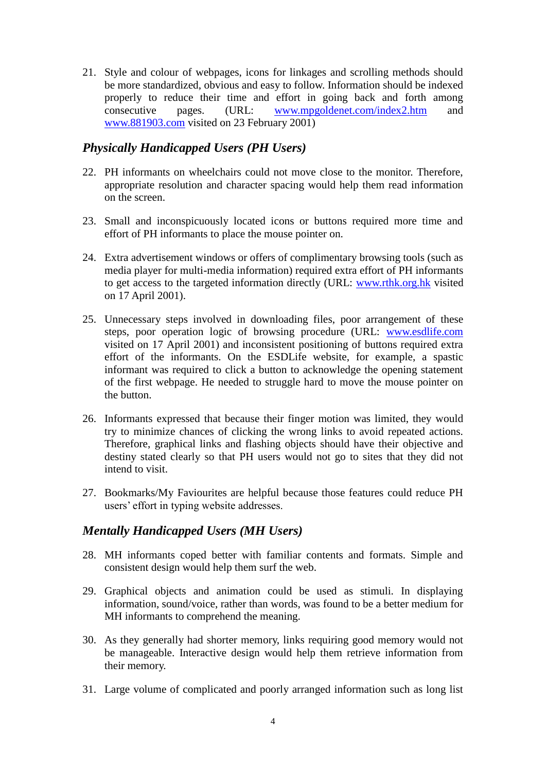21. Style and colour of webpages, icons for linkages and scrolling methods should be more standardized, obvious and easy to follow. Information should be indexed properly to reduce their time and effort in going back and forth among consecutive pages. (URL: www.mpgoldenet.com/index2.htm and www.881903.com visited on 23 February 2001)

### *Physically Handicapped Users (PH Users)*

22. PH informants on wheelchairs could not move close to the monitor. Therefore, appropriate resolution and character spacing would help them read information on the screen.

23. Small and inconspicuously located icons or buttons required more time and effort of PH informants to place the mouse pointer on.

24. Extra advertisement windows or offers of complimentary browsing tools (such as media player for multi-media information) required extra effort of PH informants to get access to the targeted information directly (URL: www.rthk.org.hk visited on 17 April 2001).

25. Unnecessary steps involved in downloading files, poor arrangement of these steps, poor operation logic of browsing procedure (URL: www.esdlife.com visited on 17 April 2001) and inconsistent positioning of buttons required extra effort of the informants. On the ESDLife website, for example, a spastic informant was required to click a button to acknowledge the opening statement of the first webpage. He needed to struggle hard to move the mouse pointer on the button.

26. Informants expressed that because their finger motion was limited, they would try to minimize chances of clicking the wrong links to avoid repeated actions. Therefore, graphical links and flashing objects should have their objective and destiny stated clearly so that PH users would not go to sites that they did not intend to visit.

27. Bookmarks/My Faviourites are helpful because those features could reduce PH users' effort in typing website addresses.

### *Mentally Handicapped Users (MH Users)*

28. MH informants coped better with familiar contents and formats. Simple and consistent design would help them surf the web.

29. Graphical objects and animation could be used as stimuli. In displaying information, sound/voice, rather than words, was found to be a better medium for MH informants to comprehend the meaning.

30. As they generally had shorter memory, links requiring good memory would not be manageable. Interactive design would help them retrieve information from their memory.

31. Large volume of complicated and poorly arranged information such as long list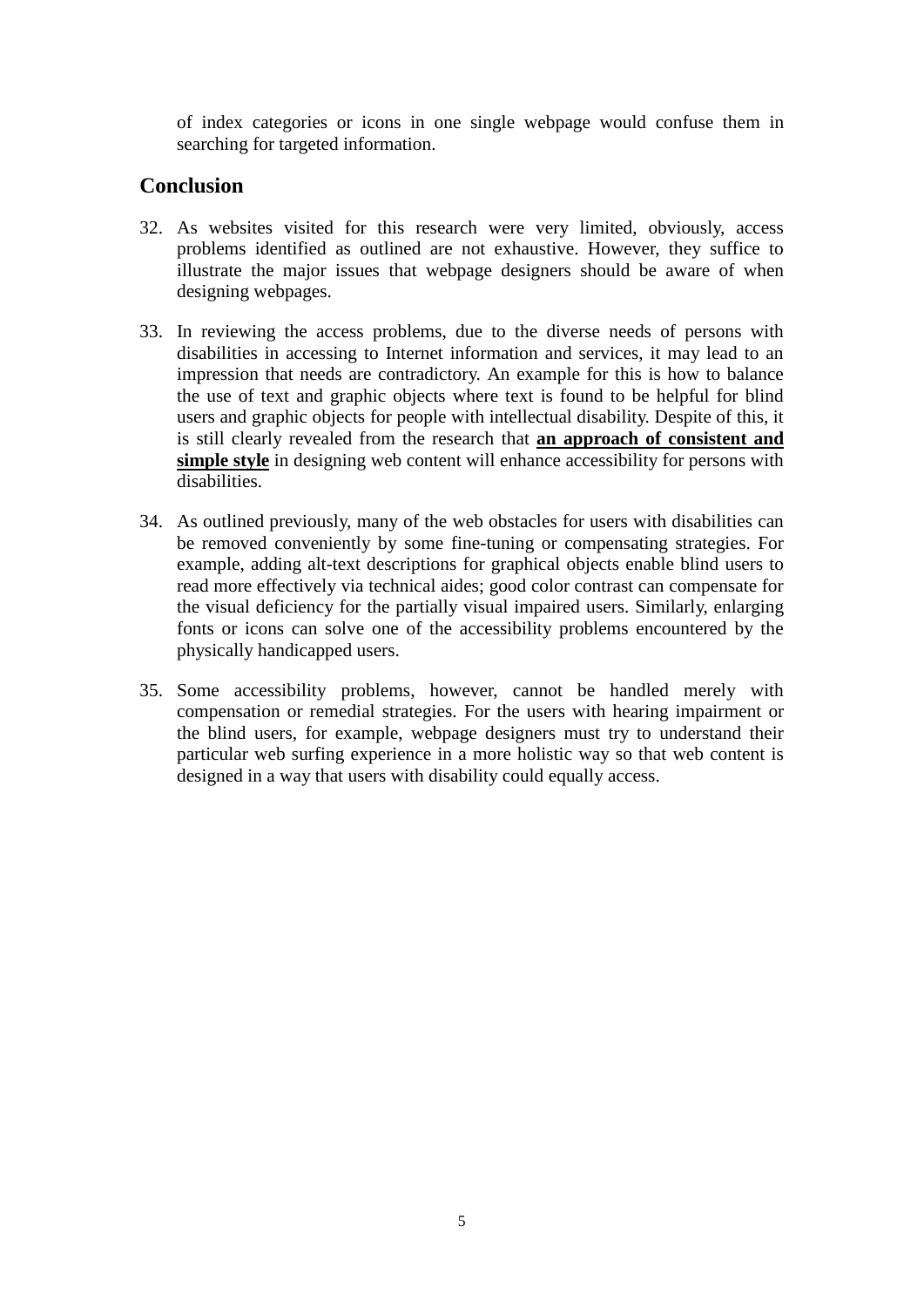of index categories or icons in one single webpage would confuse them in searching for targeted information.

## Conclusion

32. As websites visited for this research were very limited, obviously, access problems identified as outlined are not exhaustive. However, they suffice to illustrate the major issues that webpage designers should be aware of when designing webpages.

33. In reviewing the access problems, due to the diverse needs of persons with disabilities in accessing to Internet information and services, it may lead to an impression that needs are contradictory. An example for this is how to balance the use of text and graphic objects where text is found to be helpful for blind users and graphic objects for people with intellectual disability. Despite of this, it is still clearly revealed from the research that <u>**an approach of consistent and simple style**</u> in designing web content will enhance accessibility for persons with disabilities.

34. As outlined previously, many of the web obstacles for users with disabilities can be removed conveniently by some fine-tuning or compensating strategies. For example, adding alt-text descriptions for graphical objects enable blind users to read more effectively via technical aides; good color contrast can compensate for the visual deficiency for the partially visual impaired users. Similarly, enlarging fonts or icons can solve one of the accessibility problems encountered by the physically handicapped users.

35. Some accessibility problems, however, cannot be handled merely with compensation or remedial strategies. For the users with hearing impairment or the blind users, for example, webpage designers must try to understand their particular web surfing experience in a more holistic way so that web content is designed in a way that users with disability could equally access.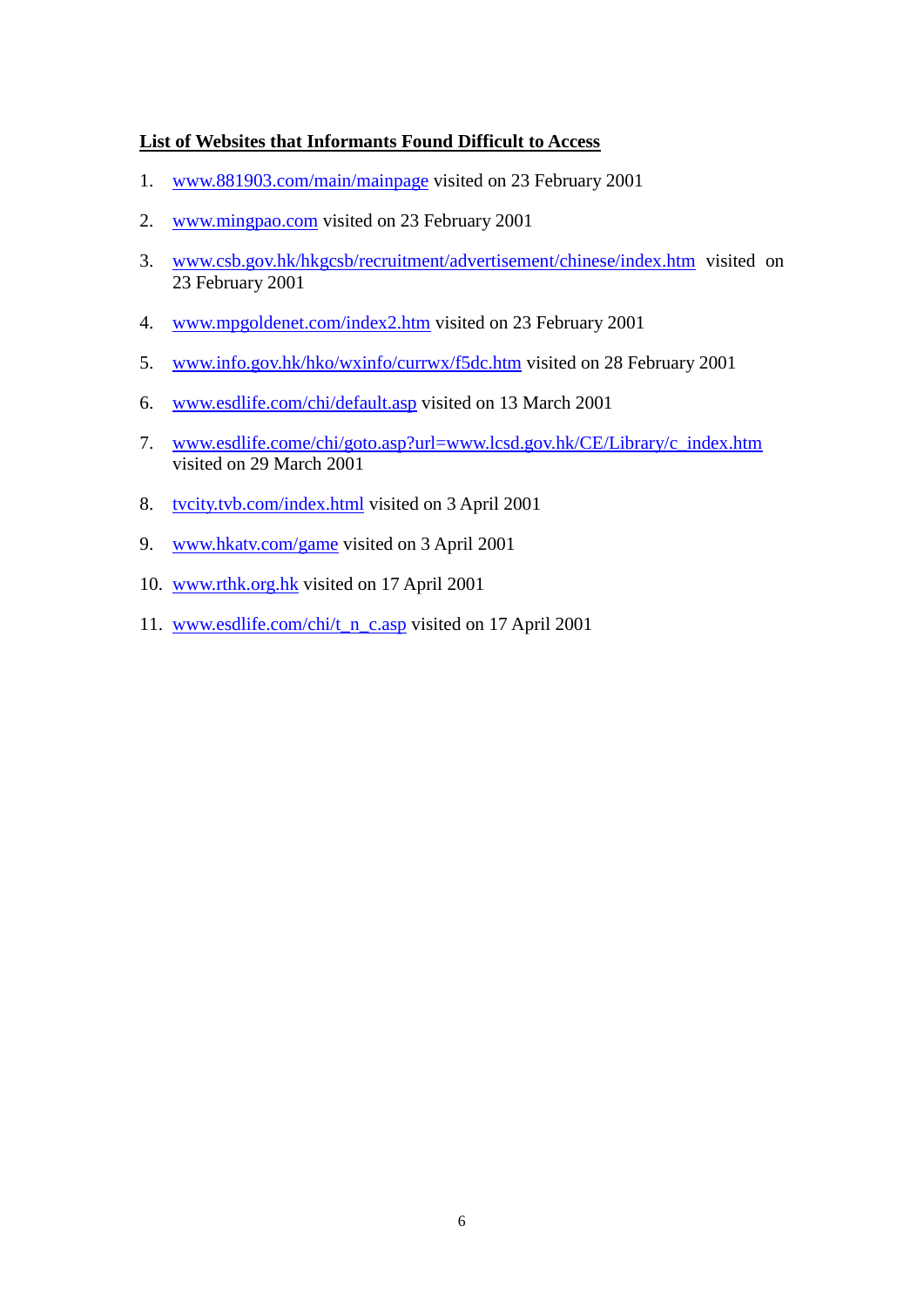**List of Websites that Informants Found Difficult to Access**

1. www.881903.com/main/mainpage visited on 23 February 2001

2. www.mingpao.com visited on 23 February 2001

3. www.csb.gov.hk/hkgcsb/recruitment/advertisement/chinese/index.htm visited on 23 February 2001

4. www.mpgoldenet.com/index2.htm visited on 23 February 2001

5. www.info.gov.hk/hko/wxinfo/currwx/f5dc.htm visited on 28 February 2001

6. www.esdlife.com/chi/default.asp visited on 13 March 2001

7. www.esdlife.come/chi/goto.asp?url=www.lcsd.gov.hk/CE/Library/c_index.htm visited on 29 March 2001

8. tvcity.tvb.com/index.html visited on 3 April 2001

9. www.hkatv.com/game visited on 3 April 2001

10. www.rthk.org.hk visited on 17 April 2001

11. www.esdlife.com/chi/t_n_c.asp visited on 17 April 2001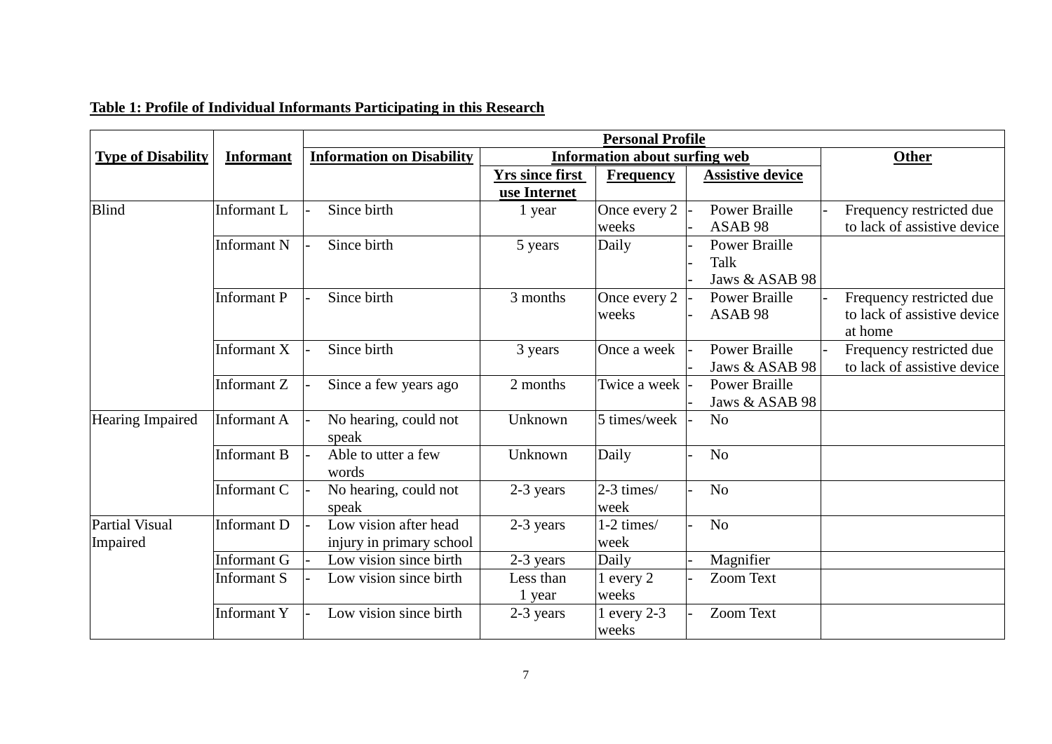**Table 1: Profile of Individual Informants Participating in this Research**

| **Type of Disability** | **Informant** | **Personal Profile** | | | | |
|---|---|---|---|---|---|---|
| | | **Information on Disability** | **Information about surfing web** | | | **Other** |
| | | | **Yrs since first use Internet** | **Frequency** | **Assistive device** | |
| Blind | Informant L | - Since birth | 1 year | Once every 2 weeks | - Power Braille<br>- ASAB 98 | - Frequency restricted due to lack of assistive device |
| | Informant N | - Since birth | 5 years | Daily | - Power Braille<br>- Talk<br>- Jaws & ASAB 98 | |
| | Informant P | - Since birth | 3 months | Once every 2 weeks | - Power Braille<br>- ASAB 98 | - Frequency restricted due to lack of assistive device at home |
| | Informant X | - Since birth | 3 years | Once a week | - Power Braille<br>- Jaws & ASAB 98 | - Frequency restricted due to lack of assistive device |
| | Informant Z | - Since a few years ago | 2 months | Twice a week | - Power Braille<br>- Jaws & ASAB 98 | |
| Hearing Impaired | Informant A | - No hearing, could not speak | Unknown | 5 times/week | - No | |
| | Informant B | - Able to utter a few words | Unknown | Daily | - No | |
| | Informant C | - No hearing, could not speak | 2-3 years | 2-3 times/ week | - No | |
| Partial Visual Impaired | Informant D | - Low vision after head injury in primary school | 2-3 years | 1-2 times/ week | - No | |
| | Informant G | - Low vision since birth | 2-3 years | Daily | - Magnifier | |
| | Informant S | - Low vision since birth | Less than 1 year | 1 every 2 weeks | - Zoom Text | |
| | Informant Y | - Low vision since birth | 2-3 years | 1 every 2-3 weeks | - Zoom Text | |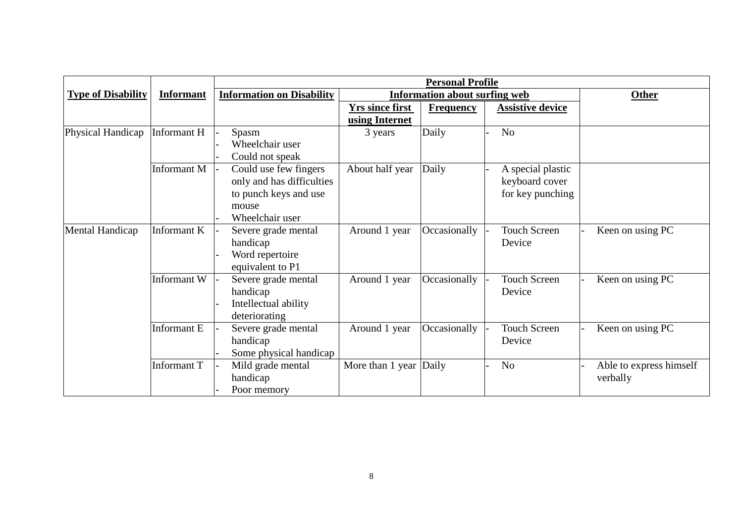| Type of Disability | Informant | Personal Profile | | | | |
|---|---|---|---|---|---|---|
| | | Information on Disability | Information about surfing web | | | Other |
| | | | Yrs since first using Internet | Frequency | Assistive device | |
| Physical Handicap | Informant H | - Spasm<br>- Wheelchair user<br>- Could not speak | 3 years | Daily | - No | |
| | Informant M | - Could use few fingers only and has difficulties to punch keys and use mouse<br>- Wheelchair user | About half year | Daily | - A special plastic keyboard cover for key punching | |
| Mental Handicap | Informant K | - Severe grade mental handicap<br>- Word repertoire equivalent to P1 | Around 1 year | Occasionally | - Touch Screen Device | - Keen on using PC |
| | Informant W | - Severe grade mental handicap<br>- Intellectual ability deteriorating | Around 1 year | Occasionally | - Touch Screen Device | - Keen on using PC |
| | Informant E | - Severe grade mental handicap<br>- Some physical handicap | Around 1 year | Occasionally | - Touch Screen Device | - Keen on using PC |
| | Informant T | - Mild grade mental handicap<br>- Poor memory | More than 1 year | Daily | - No | - Able to express himself verbally |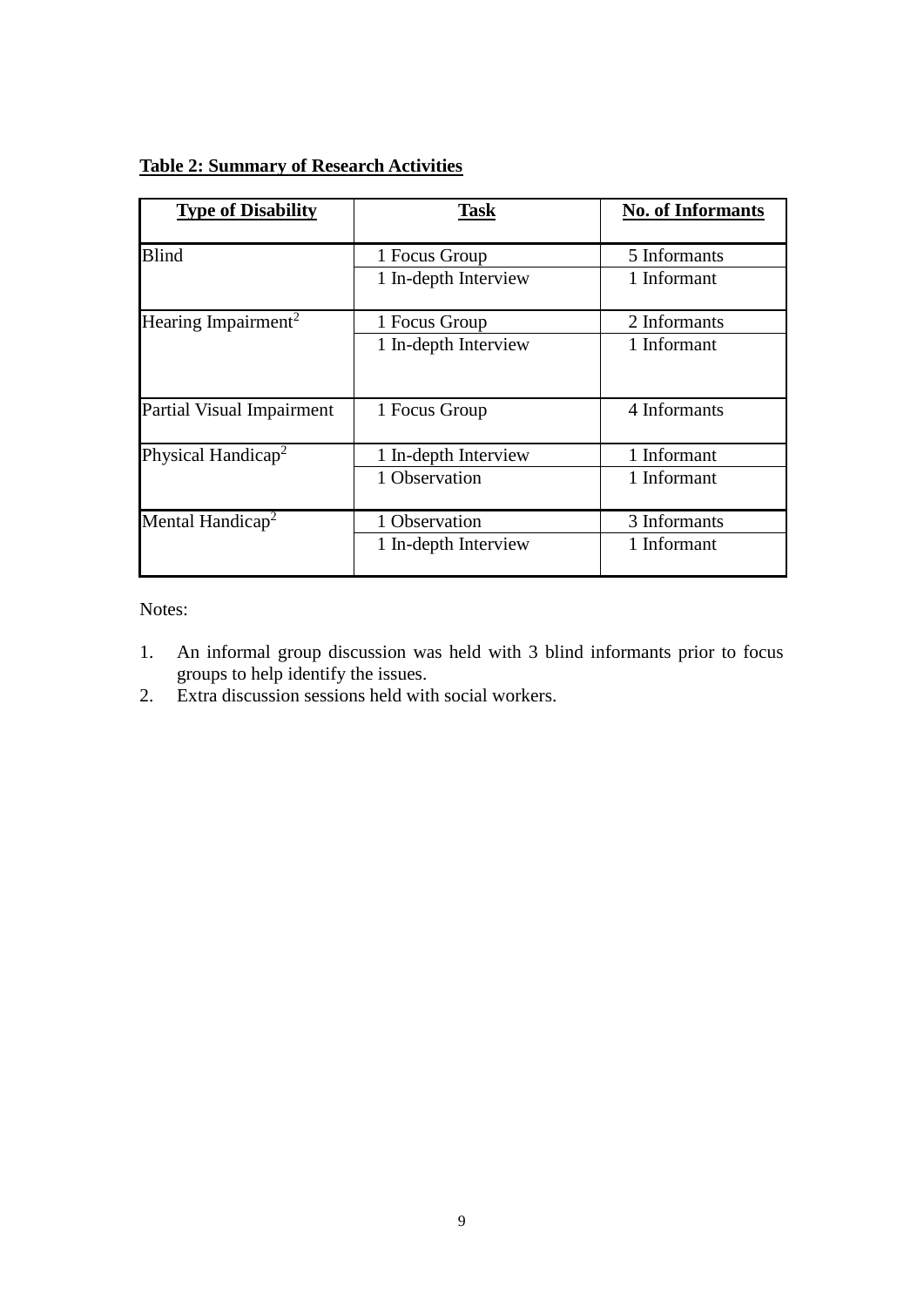**Table 2: Summary of Research Activities**

| Type of Disability | Task | No. of Informants |
|---|---|---|
| Blind | 1 Focus Group | 5 Informants |
| | 1 In-depth Interview | 1 Informant |
| Hearing Impairment[2] | 1 Focus Group | 2 Informants |
| | 1 In-depth Interview | 1 Informant |
| Partial Visual Impairment | 1 Focus Group | 4 Informants |
| Physical Handicap[2] | 1 In-depth Interview | 1 Informant |
| | 1 Observation | 1 Informant |
| Mental Handicap[2] | 1 Observation | 3 Informants |
| | 1 In-depth Interview | 1 Informant |

Notes:

1. An informal group discussion was held with 3 blind informants prior to focus groups to help identify the issues.
2. Extra discussion sessions held with social workers.